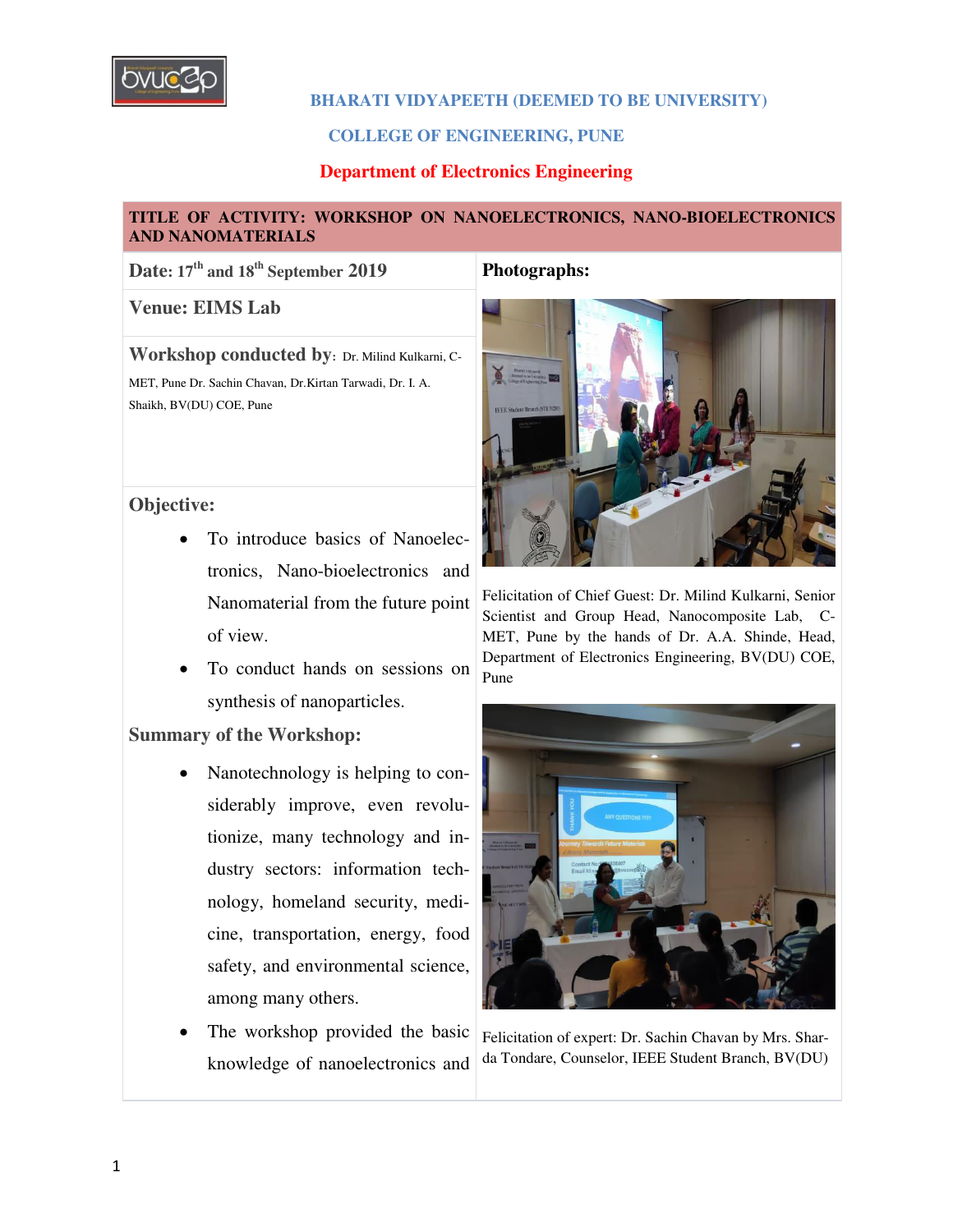**BHARATI VIDYAPEETH (DEEMED TO BE UNIVERSITY)**

**COLLEGE OF ENGINEERING, PUNE**

**Department of Electronics Engineering**

**TITLE OF ACTIVITY: WORKSHOP ON NANOELECTRONICS, NANO-BIOELECTRONICS AND NANOMATERIALS**

**Date:** 17th and 18th September 2019

**Venue:** EIMS Lab

**Workshop conducted by:** Dr. Milind Kulkarni, C-MET, Pune Dr. Sachin Chavan, Dr.Kirtan Tarwadi, Dr. I. A. Shaikh, BV(DU) COE, Pune

**Objective:**

- To introduce basics of Nanoelectronics, Nano-bioelectronics and Nanomaterial from the future point of view.
- To conduct hands on sessions on synthesis of nanoparticles.

**Summary of the Workshop:**

- Nanotechnology is helping to considerably improve, even revolutionize, many technology and industry sectors: information technology, homeland security, medicine, transportation, energy, food safety, and environmental science, among many others.
- The workshop provided the basic knowledge of nanoelectronics and

**Photographs:**

Felicitation of Chief Guest: Dr. Milind Kulkarni, Senior Scientist and Group Head, Nanocomposite Lab, C-MET, Pune by the hands of Dr. A.A. Shinde, Head, Department of Electronics Engineering, BV(DU) COE, Pune

Felicitation of expert: Dr. Sachin Chavan by Mrs. Sharda Tondare, Counselor, IEEE Student Branch, BV(DU)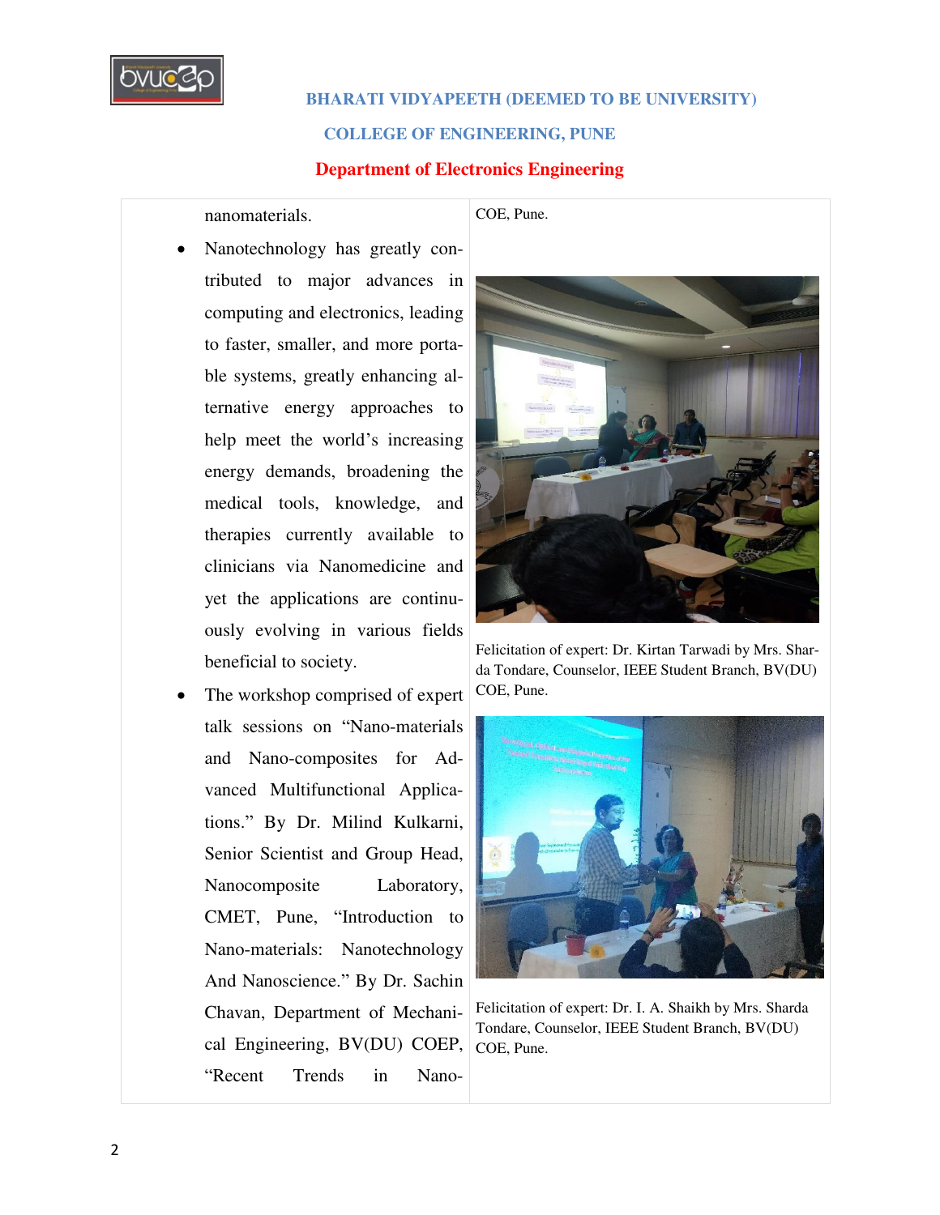nanomaterials.

- Nanotechnology has greatly contributed to major advances in computing and electronics, leading to faster, smaller, and more portable systems, greatly enhancing alternative energy approaches to help meet the world's increasing energy demands, broadening the medical tools, knowledge, and therapies currently available to clinicians via Nanomedicine and yet the applications are continuously evolving in various fields beneficial to society.
- The workshop comprised of expert talk sessions on "Nano-materials and Nano-composites for Advanced Multifunctional Applications." By Dr. Milind Kulkarni, Senior Scientist and Group Head, Nanocomposite Laboratory, CMET, Pune, "Introduction to Nano-materials: Nanotechnology And Nanoscience." By Dr. Sachin Chavan, Department of Mechanical Engineering, BV(DU) COEP, "Recent Trends in Nano-

COE, Pune.

Felicitation of expert: Dr. Kirtan Tarwadi by Mrs. Sharda Tondare, Counselor, IEEE Student Branch, BV(DU) COE, Pune.

Felicitation of expert: Dr. I. A. Shaikh by Mrs. Sharda Tondare, Counselor, IEEE Student Branch, BV(DU) COE, Pune.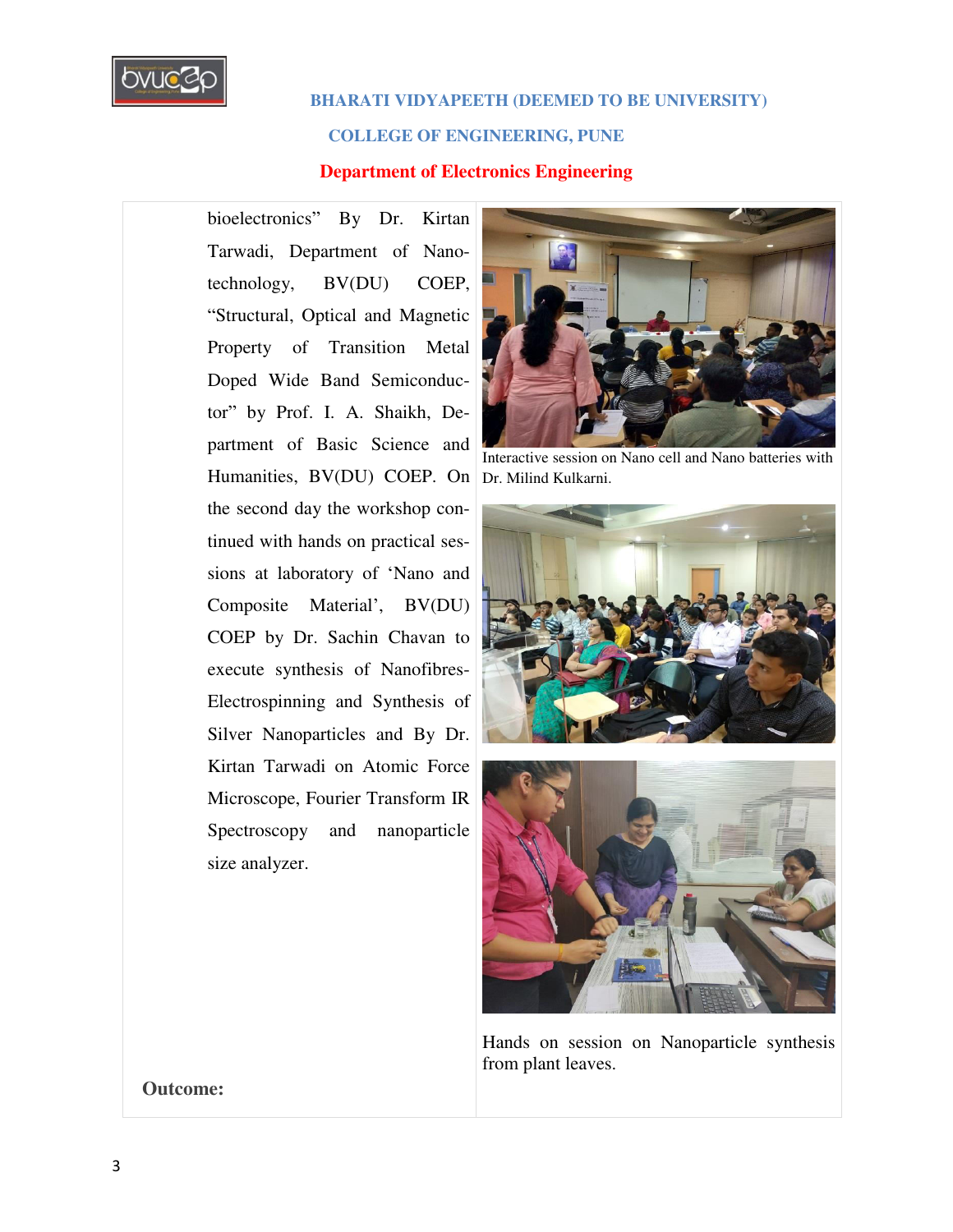bioelectronics" By Dr. Kirtan Tarwadi, Department of Nano-technology, BV(DU) COEP, "Structural, Optical and Magnetic Property of Transition Metal Doped Wide Band Semiconductor" by Prof. I. A. Shaikh, Department of Basic Science and Humanities, BV(DU) COEP. On the second day the workshop continued with hands on practical sessions at laboratory of 'Nano and Composite Material', BV(DU) COEP by Dr. Sachin Chavan to execute synthesis of Nanofibres-Electrospinning and Synthesis of Silver Nanoparticles and By Dr. Kirtan Tarwadi on Atomic Force Microscope, Fourier Transform IR Spectroscopy and nanoparticle size analyzer.

Interactive session on Nano cell and Nano batteries with Dr. Milind Kulkarni.

Hands on session on Nanoparticle synthesis from plant leaves.

**Outcome:**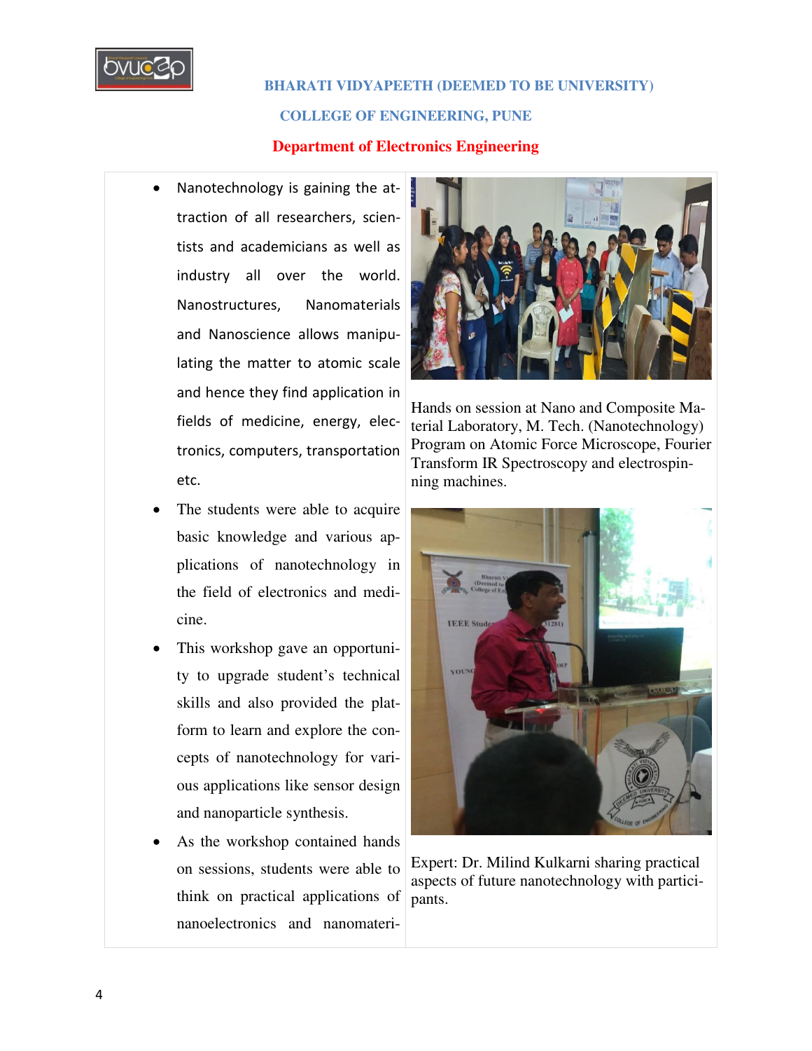- Nanotechnology is gaining the attraction of all researchers, scientists and academicians as well as industry all over the world. Nanostructures, Nanomaterials and Nanoscience allows manipulating the matter to atomic scale and hence they find application in fields of medicine, energy, electronics, computers, transportation etc.
- The students were able to acquire basic knowledge and various applications of nanotechnology in the field of electronics and medicine.
- This workshop gave an opportunity to upgrade student's technical skills and also provided the platform to learn and explore the concepts of nanotechnology for various applications like sensor design and nanoparticle synthesis.
- As the workshop contained hands on sessions, students were able to think on practical applications of nanoelectronics and nanomateri-

Hands on session at Nano and Composite Material Laboratory, M. Tech. (Nanotechnology) Program on Atomic Force Microscope, Fourier Transform IR Spectroscopy and electrospinning machines.

Expert: Dr. Milind Kulkarni sharing practical aspects of future nanotechnology with participants.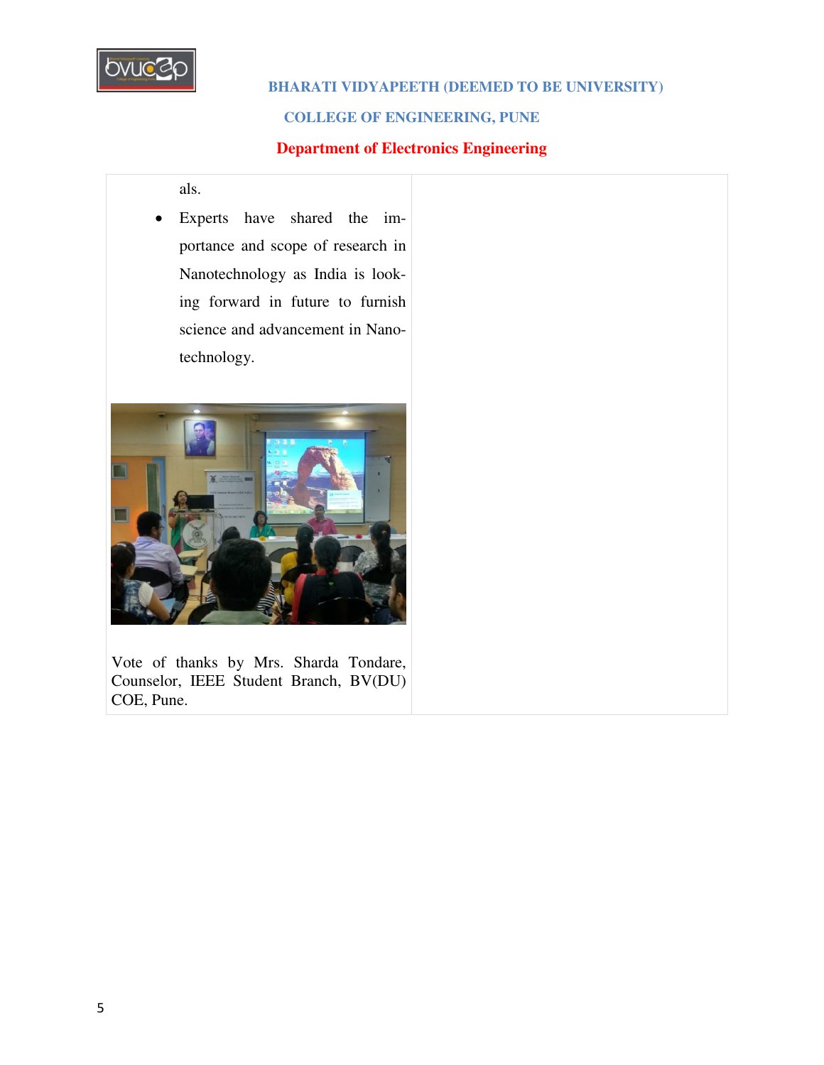als.

- Experts have shared the importance and scope of research in Nanotechnology as India is looking forward in future to furnish science and advancement in Nanotechnology.

Vote of thanks by Mrs. Sharda Tondare, Counselor, IEEE Student Branch, BV(DU) COE, Pune.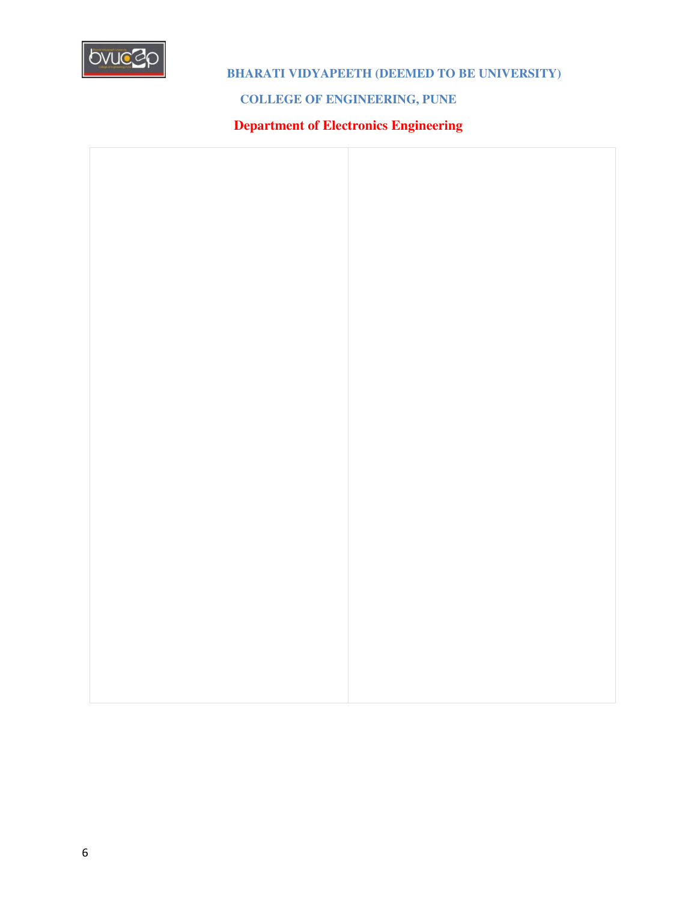BHARATI VIDYAPEETH (DEEMED TO BE UNIVERSITY)

COLLEGE OF ENGINEERING, PUNE

Department of Electronics Engineering

| | |
|---|---|
| | |